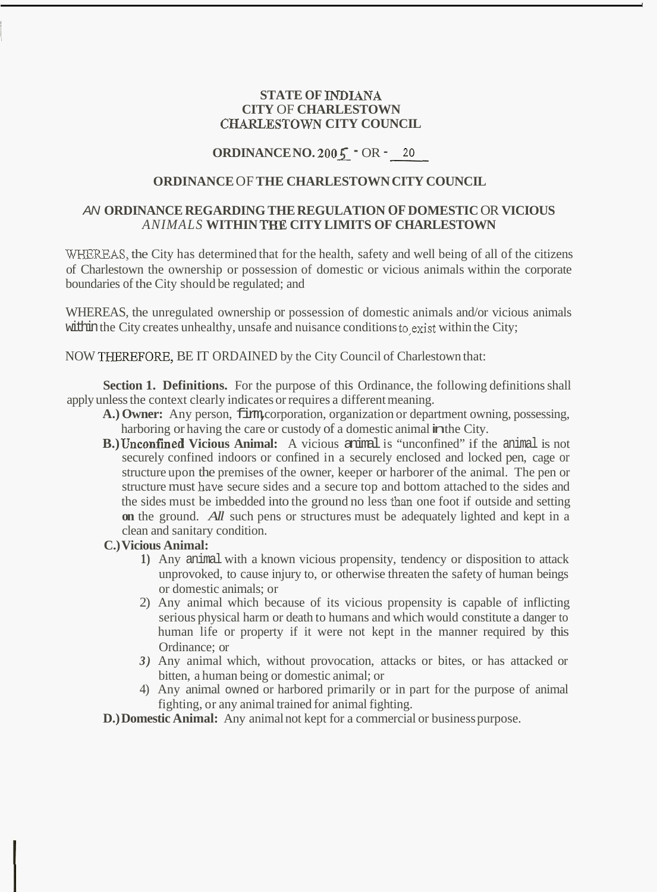**STATE OF INDIANA**
**CITY OF CHARLESTOWN**
**CHARLESTOWN CITY COUNCIL**

**ORDINANCE NO. 2005 - OR - 20**

**ORDINANCE OF THE CHARLESTOWN CITY COUNCIL**

**AN ORDINANCE REGARDING THE REGULATION OF DOMESTIC OR VICIOUS ANIMALS WITHIN THE CITY LIMITS OF CHARLESTOWN**

WHEREAS, the City has determined that for the health, safety and well being of all of the citizens of Charlestown the ownership or possession of domestic or vicious animals within the corporate boundaries of the City should be regulated; and

WHEREAS, the unregulated ownership or possession of domestic animals and/or vicious animals within the City creates unhealthy, unsafe and nuisance conditions to exist within the City;

NOW THEREFORE, BE IT ORDAINED by the City Council of Charlestown that:

**Section 1. Definitions.** For the purpose of this Ordinance, the following definitions shall apply unless the context clearly indicates or requires a different meaning.

**A.) Owner:** Any person, firm, corporation, organization or department owning, possessing, harboring or having the care or custody of a domestic animal in the City.

**B.) Unconfined Vicious Animal:** A vicious animal is "unconfined" if the animal is not securely confined indoors or confined in a securely enclosed and locked pen, cage or structure upon the premises of the owner, keeper or harborer of the animal. The pen or structure must have secure sides and a secure top and bottom attached to the sides and the sides must be imbedded into the ground no less than one foot if outside and setting on the ground. *All* such pens or structures must be adequately lighted and kept in a clean and sanitary condition.

**C.) Vicious Animal:**

1) Any animal with a known vicious propensity, tendency or disposition to attack unprovoked, to cause injury to, or otherwise threaten the safety of human beings or domestic animals; or
2) Any animal which because of its vicious propensity is capable of inflicting serious physical harm or death to humans and which would constitute a danger to human life or property if it were not kept in the manner required by this Ordinance; or
3) Any animal which, without provocation, attacks or bites, or has attacked or bitten, a human being or domestic animal; or
4) Any animal owned or harbored primarily or in part for the purpose of animal fighting, or any animal trained for animal fighting.

**D.) Domestic Animal:** Any animal not kept for a commercial or business purpose.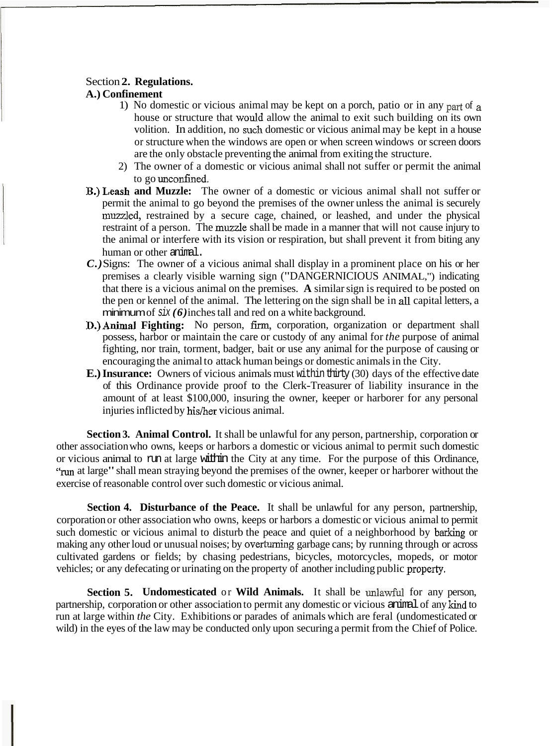Section **2. Regulations.**

**A.) Confinement**

1) No domestic or vicious animal may be kept on a porch, patio or in any part of a house or structure that would allow the animal to exit such building on its own volition. In addition, no such domestic or vicious animal may be kept in a house or structure when the windows are open or when screen windows or screen doors are the only obstacle preventing the animal from exiting the structure.
2) The owner of a domestic or vicious animal shall not suffer or permit the animal to go unconfined.

**B.) Leash and Muzzle:** The owner of a domestic or vicious animal shall not suffer or permit the animal to go beyond the premises of the owner unless the animal is securely muzzled, restrained by a secure cage, chained, or leashed, and under the physical restraint of a person. The muzzle shall be made in a manner that will not cause injury to the animal or interfere with its vision or respiration, but shall prevent it from biting any human or other animal.

***C.)*** Signs: The owner of a vicious animal shall display in a prominent place on his or her premises a clearly visible warning sign ("DANGERNICIOUS ANIMAL,") indicating that there is a vicious animal on the premises. **A** similar sign is required to be posted on the pen or kennel of the animal. The lettering on the sign shall be in all capital letters, a minimum of six ***(6)*** inches tall and red on a white background.

**D.) Animal Fighting:** No person, firm, corporation, organization or department shall possess, harbor or maintain the care or custody of any animal for *the* purpose of animal fighting, nor train, torment, badger, bait or use any animal for the purpose of causing or encouraging the animal to attack human beings or domestic animals in the City.

**E.) Insurance:** Owners of vicious animals must within thirty (30) days of the effective date of this Ordinance provide proof to the Clerk-Treasurer of liability insurance in the amount of at least $100,000, insuring the owner, keeper or harborer for any personal injuries inflicted by his/her vicious animal.

**Section 3. Animal Control.** It shall be unlawful for any person, partnership, corporation or other association who owns, keeps or harbors a domestic or vicious animal to permit such domestic or vicious animal to run at large within the City at any time. For the purpose of this Ordinance, "run at large" shall mean straying beyond the premises of the owner, keeper or harborer without the exercise of reasonable control over such domestic or vicious animal.

**Section 4. Disturbance of the Peace.** It shall be unlawful for any person, partnership, corporation or other association who owns, keeps or harbors a domestic or vicious animal to permit such domestic or vicious animal to disturb the peace and quiet of a neighborhood by barking or making any other loud or unusual noises; by overturning garbage cans; by running through or across cultivated gardens or fields; by chasing pedestrians, bicycles, motorcycles, mopeds, or motor vehicles; or any defecating or urinating on the property of another including public property.

**Section 5. Undomesticated** or **Wild Animals.** It shall be unlawful for any person, partnership, corporation or other association to permit any domestic or vicious animal of any kind to run at large within *the* City. Exhibitions or parades of animals which are feral (undomesticated or wild) in the eyes of the law may be conducted only upon securing a permit from the Chief of Police.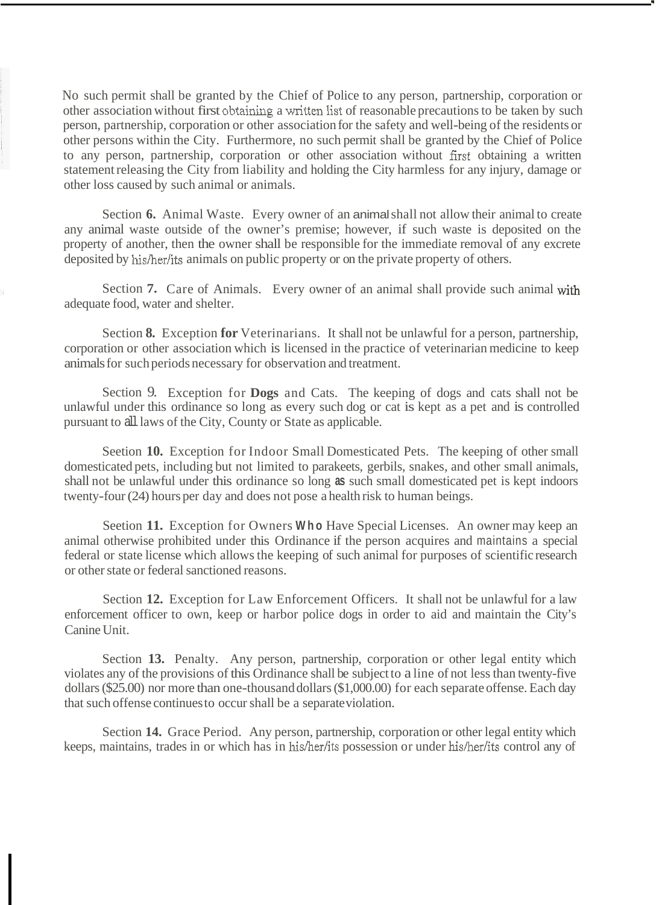No such permit shall be granted by the Chief of Police to any person, partnership, corporation or other association without first obtaining a written list of reasonable precautions to be taken by such person, partnership, corporation or other association for the safety and well-being of the residents or other persons within the City. Furthermore, no such permit shall be granted by the Chief of Police to any person, partnership, corporation or other association without first obtaining a written statement releasing the City from liability and holding the City harmless for any injury, damage or other loss caused by such animal or animals.

Section **6.** Animal Waste. Every owner of an animal shall not allow their animal to create any animal waste outside of the owner's premise; however, if such waste is deposited on the property of another, then the owner shall be responsible for the immediate removal of any excrete deposited by his/her/its animals on public property or on the private property of others.

Section **7.** Care of Animals. Every owner of an animal shall provide such animal with adequate food, water and shelter.

Section **8.** Exception **for** Veterinarians. It shall not be unlawful for a person, partnership, corporation or other association which is licensed in the practice of veterinarian medicine to keep animals for such periods necessary for observation and treatment.

Section 9. Exception for **Dogs** and Cats. The keeping of dogs and cats shall not be unlawful under this ordinance so long as every such dog or cat is kept as a pet and is controlled pursuant to all laws of the City, County or State as applicable.

Seetion **10.** Exception for Indoor Small Domesticated Pets. The keeping of other small domesticated pets, including but not limited to parakeets, gerbils, snakes, and other small animals, shall not be unlawful under this ordinance so long **as** such small domesticated pet is kept indoors twenty-four (24) hours per day and does not pose a health risk to human beings.

Seetion **11.** Exception for Owners **Who** Have Special Licenses. An owner may keep an animal otherwise prohibited under this Ordinance if the person acquires and maintains a special federal or state license which allows the keeping of such animal for purposes of scientific research or other state or federal sanctioned reasons.

Section **12.** Exception for Law Enforcement Officers. It shall not be unlawful for a law enforcement officer to own, keep or harbor police dogs in order to aid and maintain the City's Canine Unit.

Section **13.** Penalty. Any person, partnership, corporation or other legal entity which violates any of the provisions of this Ordinance shall be subject to a line of not less than twenty-five dollars ($25.00) nor more than one-thousand dollars ($1,000.00) for each separate offense. Each day that such offense continues to occur shall be a separate violation.

Section **14.** Grace Period. Any person, partnership, corporation or other legal entity which keeps, maintains, trades in or which has in his/her/its possession or under his/her/its control any of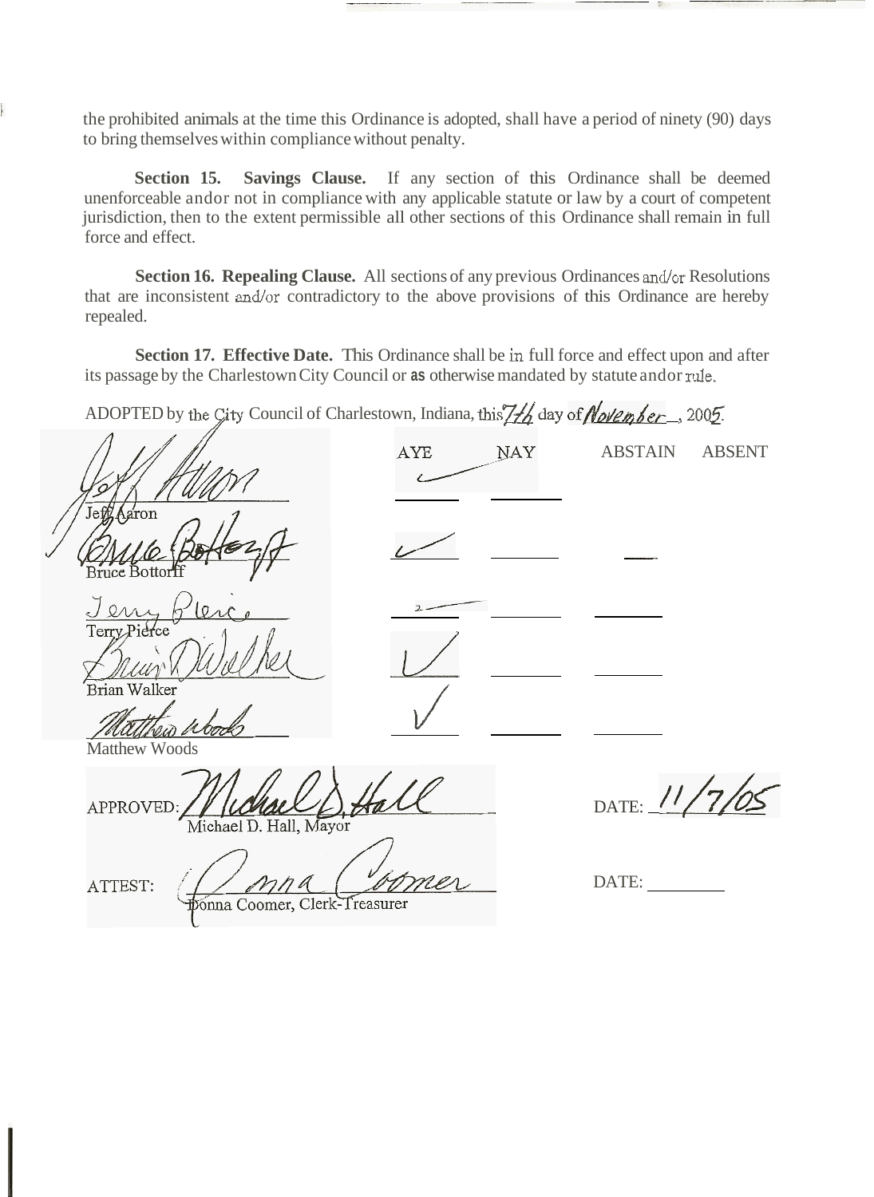the prohibited animals at the time this Ordinance is adopted, shall have a period of ninety (90) days to bring themselves within compliance without penalty.

**Section 15. Savings Clause.** If any section of this Ordinance shall be deemed unenforceable andor not in compliance with any applicable statute or law by a court of competent jurisdiction, then to the extent permissible all other sections of this Ordinance shall remain in full force and effect.

**Section 16. Repealing Clause.** All sections of any previous Ordinances and/or Resolutions that are inconsistent and/or contradictory to the above provisions of this Ordinance are hereby repealed.

**Section 17. Effective Date.** This Ordinance shall be in full force and effect upon and after its passage by the Charlestown City Council or as otherwise mandated by statute andor rule.

ADOPTED by the City Council of Charlestown, Indiana, this 7th day of November, 2005.

| | AYE | NAY | ABSTAIN | ABSENT |
|---|---|---|---|---|
| Jeff Aaron | ✓ | | | |
| Bruce Bottorff | ✓ | | | |
| Terry Pierce | ✓ | | | |
| Brian Walker | ✓ | | | |
| Matthew Woods | ✓ | | | |

APPROVED: Michael D. Hall, Mayor DATE: 11/7/05

ATTEST: Donna Coomer, Clerk-Treasurer DATE: ________